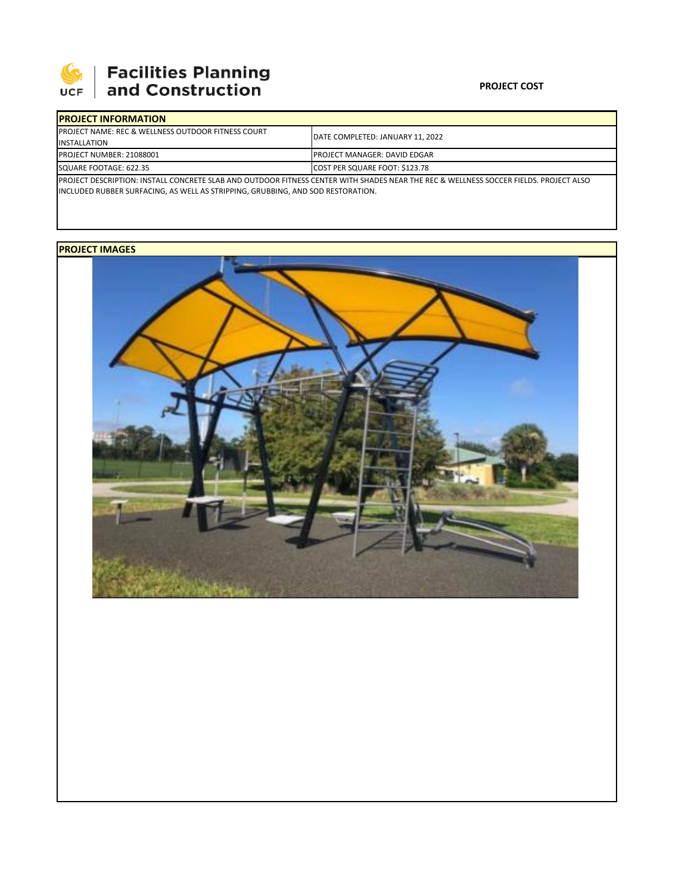Facilities Planning and Construction

**PROJECT COST**

| PROJECT INFORMATION | |
|---|---|
| PROJECT NAME: REC & WELLNESS OUTDOOR FITNESS COURT INSTALLATION | DATE COMPLETED: JANUARY 11, 2022 |
| PROJECT NUMBER: 21088001 | PROJECT MANAGER: DAVID EDGAR |
| SQUARE FOOTAGE: 622.35 | COST PER SQUARE FOOT: $123.78 |

PROJECT DESCRIPTION: INSTALL CONCRETE SLAB AND OUTDOOR FITNESS CENTER WITH SHADES NEAR THE REC & WELLNESS SOCCER FIELDS. PROJECT ALSO INCLUDED RUBBER SURFACING, AS WELL AS STRIPPING, GRUBBING, AND SOD RESTORATION.

**PROJECT IMAGES**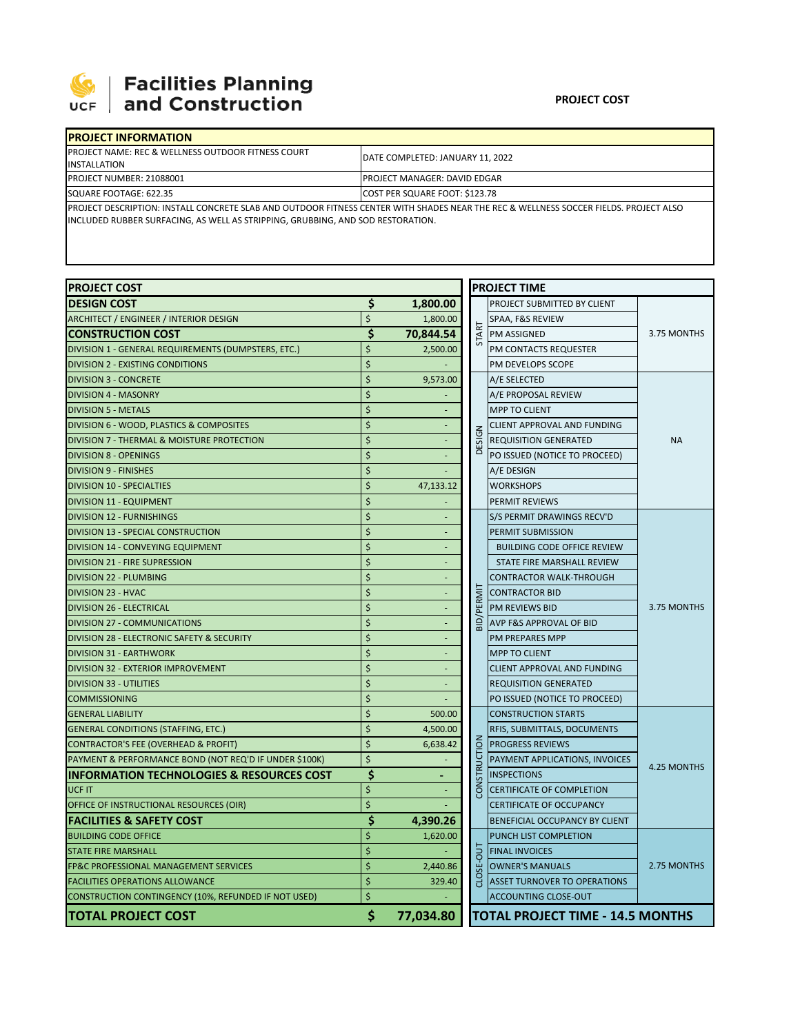Facilities Planning and Construction

**PROJECT COST**

| PROJECT INFORMATION | |
|---|---|
| PROJECT NAME: REC & WELLNESS OUTDOOR FITNESS COURT INSTALLATION | DATE COMPLETED: JANUARY 11, 2022 |
| PROJECT NUMBER: 21088001 | PROJECT MANAGER: DAVID EDGAR |
| SQUARE FOOTAGE: 622.35 | COST PER SQUARE FOOT: $123.78 |
| PROJECT DESCRIPTION: INSTALL CONCRETE SLAB AND OUTDOOR FITNESS CENTER WITH SHADES NEAR THE REC & WELLNESS SOCCER FIELDS. PROJECT ALSO INCLUDED RUBBER SURFACING, AS WELL AS STRIPPING, GRUBBING, AND SOD RESTORATION. | |

| PROJECT COST | | |
|---|---|---|
| **DESIGN COST** | **$** | **1,800.00** |
| ARCHITECT / ENGINEER / INTERIOR DESIGN | $ | 1,800.00 |
| **CONSTRUCTION COST** | **$** | **70,844.54** |
| DIVISION 1 - GENERAL REQUIREMENTS (DUMPSTERS, ETC.) | $ | 2,500.00 |
| DIVISION 2 - EXISTING CONDITIONS | $ | - |
| DIVISION 3 - CONCRETE | $ | 9,573.00 |
| DIVISION 4 - MASONRY | $ | - |
| DIVISION 5 - METALS | $ | - |
| DIVISION 6 - WOOD, PLASTICS & COMPOSITES | $ | - |
| DIVISION 7 - THERMAL & MOISTURE PROTECTION | $ | - |
| DIVISION 8 - OPENINGS | $ | - |
| DIVISION 9 - FINISHES | $ | - |
| DIVISION 10 - SPECIALTIES | $ | 47,133.12 |
| DIVISION 11 - EQUIPMENT | $ | - |
| DIVISION 12 - FURNISHINGS | $ | - |
| DIVISION 13 - SPECIAL CONSTRUCTION | $ | - |
| DIVISION 14 - CONVEYING EQUIPMENT | $ | - |
| DIVISION 21 - FIRE SUPRESSION | $ | - |
| DIVISION 22 - PLUMBING | $ | - |
| DIVISION 23 - HVAC | $ | - |
| DIVISION 26 - ELECTRICAL | $ | - |
| DIVISION 27 - COMMUNICATIONS | $ | - |
| DIVISION 28 - ELECTRONIC SAFETY & SECURITY | $ | - |
| DIVISION 31 - EARTHWORK | $ | - |
| DIVISION 32 - EXTERIOR IMPROVEMENT | $ | - |
| DIVISION 33 - UTILITIES | $ | - |
| COMMISSIONING | $ | - |
| GENERAL LIABILITY | $ | 500.00 |
| GENERAL CONDITIONS (STAFFING, ETC.) | $ | 4,500.00 |
| CONTRACTOR'S FEE (OVERHEAD & PROFIT) | $ | 6,638.42 |
| PAYMENT & PERFORMANCE BOND (NOT REQ'D IF UNDER $100K) | $ | - |
| **INFORMATION TECHNOLOGIES & RESOURCES COST** | **$** | **-** |
| UCF IT | $ | - |
| OFFICE OF INSTRUCTIONAL RESOURCES (OIR) | $ | - |
| **FACILITIES & SAFETY COST** | **$** | **4,390.26** |
| BUILDING CODE OFFICE | $ | 1,620.00 |
| STATE FIRE MARSHALL | $ | - |
| FP&C PROFESSIONAL MANAGEMENT SERVICES | $ | 2,440.86 |
| FACILITIES OPERATIONS ALLOWANCE | $ | 329.40 |
| CONSTRUCTION CONTINGENCY (10%, REFUNDED IF NOT USED) | $ | - |
| **TOTAL PROJECT COST** | **$** | **77,034.80** |

| PROJECT TIME | | |
|---|---|---|
| START | PROJECT SUBMITTED BY CLIENT | 3.75 MONTHS |
| | SPAA, F&S REVIEW | |
| | PM ASSIGNED | |
| | PM CONTACTS REQUESTER | |
| | PM DEVELOPS SCOPE | |
| DESIGN | A/E SELECTED | NA |
| | A/E PROPOSAL REVIEW | |
| | MPP TO CLIENT | |
| | CLIENT APPROVAL AND FUNDING | |
| | REQUISITION GENERATED | |
| | PO ISSUED (NOTICE TO PROCEED) | |
| | A/E DESIGN | |
| | WORKSHOPS | |
| | PERMIT REVIEWS | |
| BID/PERMIT | S/S PERMIT DRAWINGS RECV'D | 3.75 MONTHS |
| | PERMIT SUBMISSION | |
| | BUILDING CODE OFFICE REVIEW | |
| | STATE FIRE MARSHALL REVIEW | |
| | CONTRACTOR WALK-THROUGH | |
| | CONTRACTOR BID | |
| | PM REVIEWS BID | |
| | AVP F&S APPROVAL OF BID | |
| | PM PREPARES MPP | |
| | MPP TO CLIENT | |
| | CLIENT APPROVAL AND FUNDING | |
| | REQUISITION GENERATED | |
| | PO ISSUED (NOTICE TO PROCEED) | |
| CONSTRUCTION | CONSTRUCTION STARTS | 4.25 MONTHS |
| | RFIS, SUBMITTALS, DOCUMENTS | |
| | PROGRESS REVIEWS | |
| | PAYMENT APPLICATIONS, INVOICES | |
| | INSPECTIONS | |
| | CERTIFICATE OF COMPLETION | |
| | CERTIFICATE OF OCCUPANCY | |
| | BENEFICIAL OCCUPANCY BY CLIENT | |
| CLOSE-OUT | PUNCH LIST COMPLETION | 2.75 MONTHS |
| | FINAL INVOICES | |
| | OWNER'S MANUALS | |
| | ASSET TURNOVER TO OPERATIONS | |
| | ACCOUNTING CLOSE-OUT | |
| **TOTAL PROJECT TIME - 14.5 MONTHS** | | |